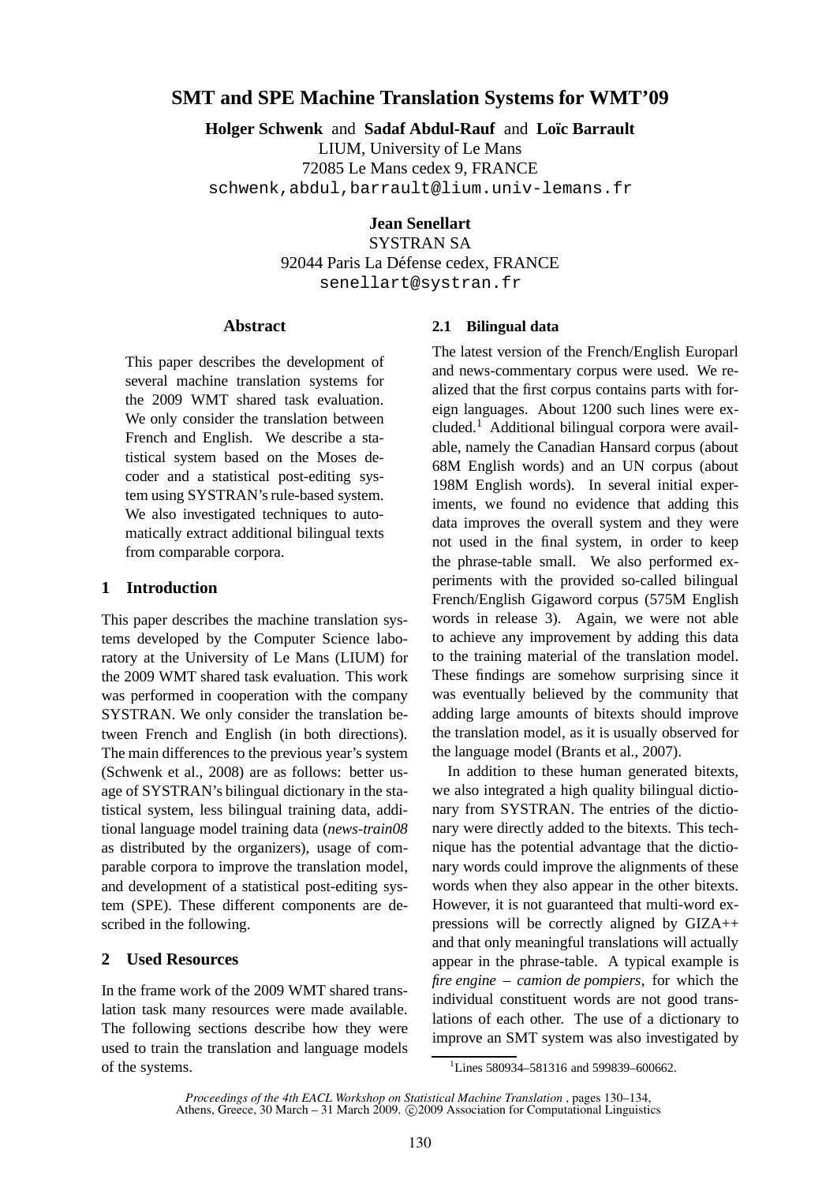# SMT and SPE Machine Translation Systems for WMT'09

**Holger Schwenk** and **Sadaf Abdul-Rauf** and **Loïc Barrault**
LIUM, University of Le Mans
72085 Le Mans cedex 9, FRANCE
schwenk,abdul,barrault@lium.univ-lemans.fr

**Jean Senellart**
SYSTRAN SA
92044 Paris La Défense cedex, FRANCE
senellart@systran.fr

## Abstract

This paper describes the development of several machine translation systems for the 2009 WMT shared task evaluation. We only consider the translation between French and English. We describe a statistical system based on the Moses decoder and a statistical post-editing system using SYSTRAN's rule-based system. We also investigated techniques to automatically extract additional bilingual texts from comparable corpora.

## 1 Introduction

This paper describes the machine translation systems developed by the Computer Science laboratory at the University of Le Mans (LIUM) for the 2009 WMT shared task evaluation. This work was performed in cooperation with the company SYSTRAN. We only consider the translation between French and English (in both directions). The main differences to the previous year's system (Schwenk et al., 2008) are as follows: better usage of SYSTRAN's bilingual dictionary in the statistical system, less bilingual training data, additional language model training data (*news-train08* as distributed by the organizers), usage of comparable corpora to improve the translation model, and development of a statistical post-editing system (SPE). These different components are described in the following.

## 2 Used Resources

In the frame work of the 2009 WMT shared translation task many resources were made available. The following sections describe how they were used to train the translation and language models of the systems.

### 2.1 Bilingual data

The latest version of the French/English Europarl and news-commentary corpus were used. We realized that the first corpus contains parts with foreign languages. About 1200 such lines were excluded.[1] Additional bilingual corpora were available, namely the Canadian Hansard corpus (about 68M English words) and an UN corpus (about 198M English words). In several initial experiments, we found no evidence that adding this data improves the overall system and they were not used in the final system, in order to keep the phrase-table small. We also performed experiments with the provided so-called bilingual French/English Gigaword corpus (575M English words in release 3). Again, we were not able to achieve any improvement by adding this data to the training material of the translation model. These findings are somehow surprising since it was eventually believed by the community that adding large amounts of bitexts should improve the translation model, as it is usually observed for the language model (Brants et al., 2007).

In addition to these human generated bitexts, we also integrated a high quality bilingual dictionary from SYSTRAN. The entries of the dictionary were directly added to the bitexts. This technique has the potential advantage that the dictionary words could improve the alignments of these words when they also appear in the other bitexts. However, it is not guaranteed that multi-word expressions will be correctly aligned by GIZA++ and that only meaningful translations will actually appear in the phrase-table. A typical example is *fire engine – camion de pompiers*, for which the individual constituent words are not good translations of each other. The use of a dictionary to improve an SMT system was also investigated by

[1] Lines 580934–581316 and 599839–600662.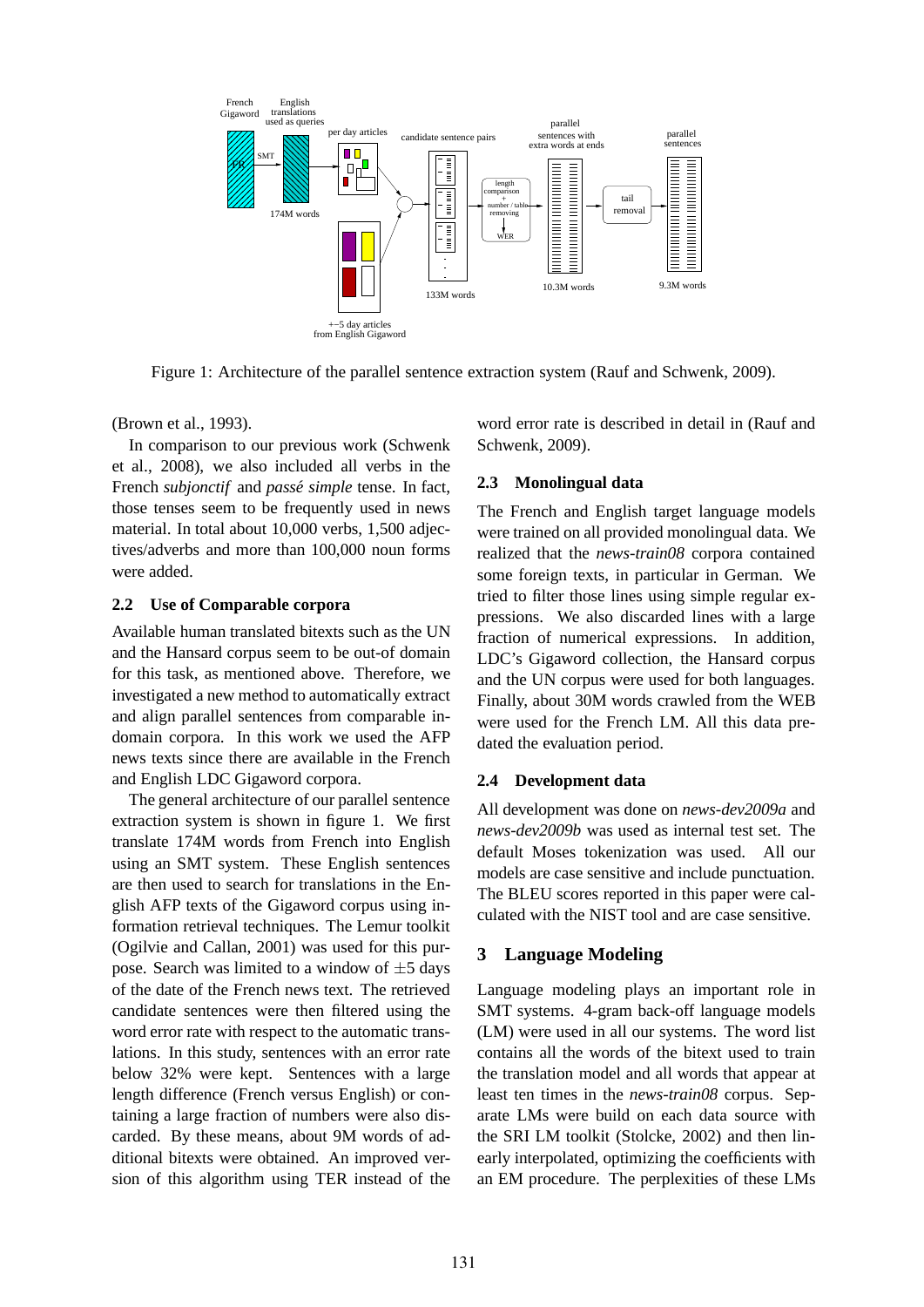Figure 1: Architecture of the parallel sentence extraction system (Rauf and Schwenk, 2009).

(Brown et al., 1993).

In comparison to our previous work (Schwenk et al., 2008), we also included all verbs in the French *subjonctif* and *passé simple* tense. In fact, those tenses seem to be frequently used in news material. In total about 10,000 verbs, 1,500 adjectives/adverbs and more than 100,000 noun forms were added.

### 2.2 Use of Comparable corpora

Available human translated bitexts such as the UN and the Hansard corpus seem to be out-of domain for this task, as mentioned above. Therefore, we investigated a new method to automatically extract and align parallel sentences from comparable in-domain corpora. In this work we used the AFP news texts since there are available in the French and English LDC Gigaword corpora.

The general architecture of our parallel sentence extraction system is shown in figure 1. We first translate 174M words from French into English using an SMT system. These English sentences are then used to search for translations in the English AFP texts of the Gigaword corpus using information retrieval techniques. The Lemur toolkit (Ogilvie and Callan, 2001) was used for this purpose. Search was limited to a window of $\pm 5$ days of the date of the French news text. The retrieved candidate sentences were then filtered using the word error rate with respect to the automatic translations. In this study, sentences with an error rate below 32% were kept. Sentences with a large length difference (French versus English) or containing a large fraction of numbers were also discarded. By these means, about 9M words of additional bitexts were obtained. An improved version of this algorithm using TER instead of the word error rate is described in detail in (Rauf and Schwenk, 2009).

### 2.3 Monolingual data

The French and English target language models were trained on all provided monolingual data. We realized that the *news-train08* corpora contained some foreign texts, in particular in German. We tried to filter those lines using simple regular expressions. We also discarded lines with a large fraction of numerical expressions. In addition, LDC's Gigaword collection, the Hansard corpus and the UN corpus were used for both languages. Finally, about 30M words crawled from the WEB were used for the French LM. All this data predated the evaluation period.

### 2.4 Development data

All development was done on *news-dev2009a* and *news-dev2009b* was used as internal test set. The default Moses tokenization was used. All our models are case sensitive and include punctuation. The BLEU scores reported in this paper were calculated with the NIST tool and are case sensitive.

## 3 Language Modeling

Language modeling plays an important role in SMT systems. 4-gram back-off language models (LM) were used in all our systems. The word list contains all the words of the bitext used to train the translation model and all words that appear at least ten times in the *news-train08* corpus. Separate LMs were build on each data source with the SRI LM toolkit (Stolcke, 2002) and then linearly interpolated, optimizing the coefficients with an EM procedure. The perplexities of these LMs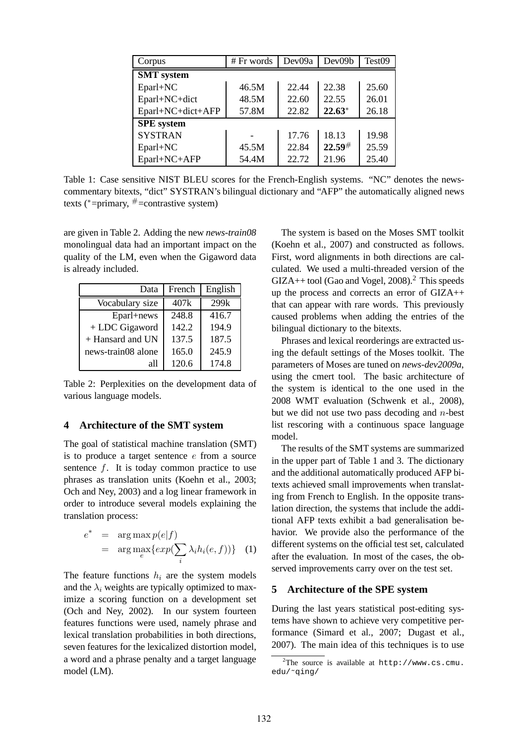| Corpus | # Fr words | Dev09a | Dev09b | Test09 |
|---|---|---|---|---|
| **SMT system** | | | | |
| Eparl+NC | 46.5M | 22.44 | 22.38 | 25.60 |
| Eparl+NC+dict | 48.5M | 22.60 | 22.55 | 26.01 |
| Eparl+NC+dict+AFP | 57.8M | 22.82 | **22.63**$^*$ | 26.18 |
| **SPE system** | | | | |
| SYSTRAN | - | 17.76 | 18.13 | 19.98 |
| Eparl+NC | 45.5M | 22.84 | **22.59**$^\#$ | 25.59 |
| Eparl+NC+AFP | 54.4M | 22.72 | 21.96 | 25.40 |

Table 1: Case sensitive NIST BLEU scores for the French-English systems. "NC" denotes the news-commentary bitexts, "dict" SYSTRAN's bilingual dictionary and "AFP" the automatically aligned news texts ($^*$=primary, $^\#$=contrastive system)

are given in Table 2. Adding the new *news-train08* monolingual data had an important impact on the quality of the LM, even when the Gigaword data is already included.

| Data | French | English |
|---|---|---|
| Vocabulary size | 407k | 299k |
| Eparl+news | 248.8 | 416.7 |
| + LDC Gigaword | 142.2 | 194.9 |
| + Hansard and UN | 137.5 | 187.5 |
| news-train08 alone | 165.0 | 245.9 |
| all | 120.6 | 174.8 |

Table 2: Perplexities on the development data of various language models.

## 4 Architecture of the SMT system

The goal of statistical machine translation (SMT) is to produce a target sentence $e$ from a source sentence $f$. It is today common practice to use phrases as translation units (Koehn et al., 2003; Och and Ney, 2003) and a log linear framework in order to introduce several models explaining the translation process:

$$\begin{aligned} e^* &= \arg\max p(e|f) \\ &= \arg\max_e \{exp(\sum_i \lambda_i h_i(e,f))\} \quad (1) \end{aligned}$$

The feature functions $h_i$ are the system models and the $\lambda_i$ weights are typically optimized to maximize a scoring function on a development set (Och and Ney, 2002). In our system fourteen features functions were used, namely phrase and lexical translation probabilities in both directions, seven features for the lexicalized distortion model, a word and a phrase penalty and a target language model (LM).

The system is based on the Moses SMT toolkit (Koehn et al., 2007) and constructed as follows. First, word alignments in both directions are calculated. We used a multi-threaded version of the GIZA++ tool (Gao and Vogel, 2008).[2] This speeds up the process and corrects an error of GIZA++ that can appear with rare words. This previously caused problems when adding the entries of the bilingual dictionary to the bitexts.

Phrases and lexical reorderings are extracted using the default settings of the Moses toolkit. The parameters of Moses are tuned on *news-dev2009a*, using the cmert tool. The basic architecture of the system is identical to the one used in the 2008 WMT evaluation (Schwenk et al., 2008), but we did not use two pass decoding and $n$-best list rescoring with a continuous space language model.

The results of the SMT systems are summarized in the upper part of Table 1 and 3. The dictionary and the additional automatically produced AFP bitexts achieved small improvements when translating from French to English. In the opposite translation direction, the systems that include the additional AFP texts exhibit a bad generalisation behavior. We provide also the performance of the different systems on the official test set, calculated after the evaluation. In most of the cases, the observed improvements carry over on the test set.

## 5 Architecture of the SPE system

During the last years statistical post-editing systems have shown to achieve very competitive performance (Simard et al., 2007; Dugast et al., 2007). The main idea of this techniques is to use

[2]The source is available at http://www.cs.cmu.edu/~qing/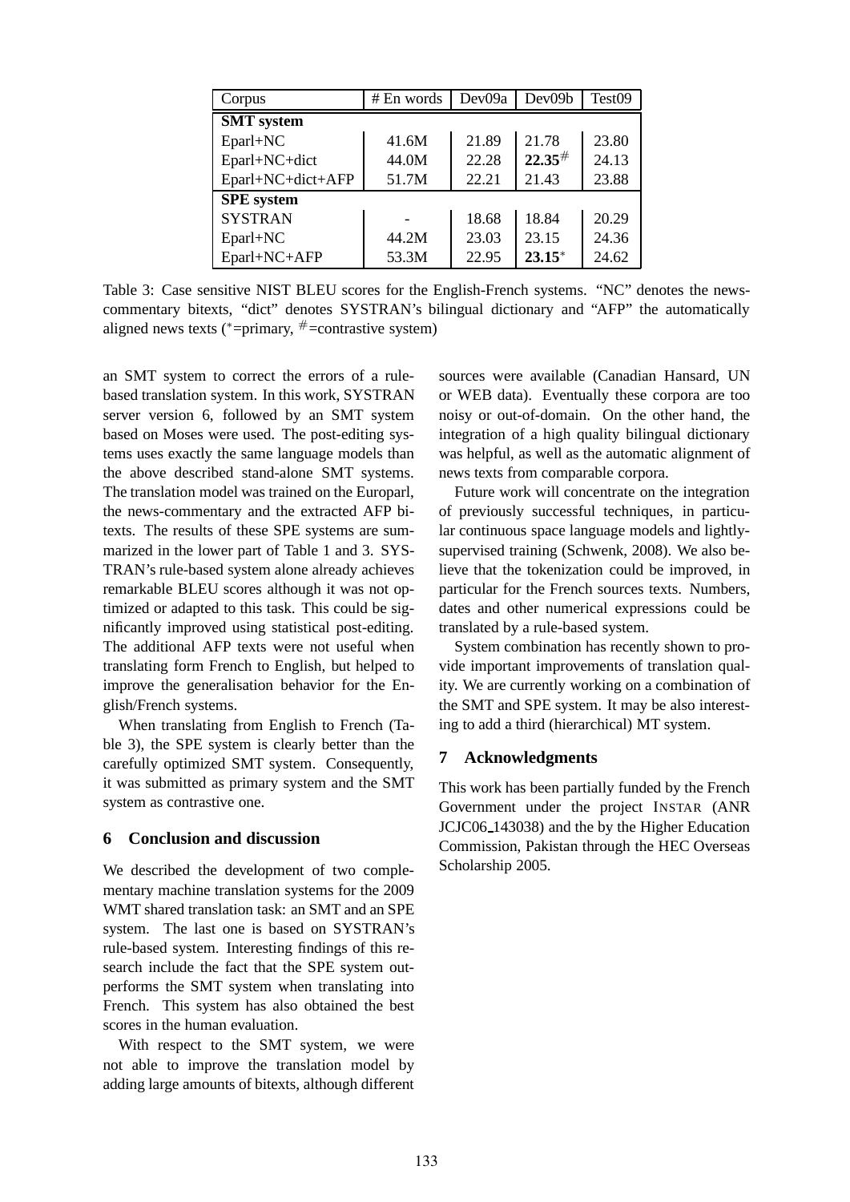| Corpus | # En words | Dev09a | Dev09b | Test09 |
|---|---|---|---|---|
| **SMT system** | | | | |
| Eparl+NC | 41.6M | 21.89 | 21.78 | 23.80 |
| Eparl+NC+dict | 44.0M | 22.28 | **22.35**$^{\#}$ | 24.13 |
| Eparl+NC+dict+AFP | 51.7M | 22.21 | 21.43 | 23.88 |
| **SPE system** | | | | |
| SYSTRAN | - | 18.68 | 18.84 | 20.29 |
| Eparl+NC | 44.2M | 23.03 | 23.15 | 24.36 |
| Eparl+NC+AFP | 53.3M | 22.95 | **23.15**$^{*}$ | 24.62 |

Table 3: Case sensitive NIST BLEU scores for the English-French systems. "NC" denotes the news-commentary bitexts, "dict" denotes SYSTRAN's bilingual dictionary and "AFP" the automatically aligned news texts ($^{*}$=primary, $^{\#}$=contrastive system)

an SMT system to correct the errors of a rule-based translation system. In this work, SYSTRAN server version 6, followed by an SMT system based on Moses were used. The post-editing systems uses exactly the same language models than the above described stand-alone SMT systems. The translation model was trained on the Europarl, the news-commentary and the extracted AFP bitexts. The results of these SPE systems are summarized in the lower part of Table 1 and 3. SYSTRAN's rule-based system alone already achieves remarkable BLEU scores although it was not optimized or adapted to this task. This could be significantly improved using statistical post-editing. The additional AFP texts were not useful when translating form French to English, but helped to improve the generalisation behavior for the English/French systems.

When translating from English to French (Table 3), the SPE system is clearly better than the carefully optimized SMT system. Consequently, it was submitted as primary system and the SMT system as contrastive one.

## 6 Conclusion and discussion

We described the development of two complementary machine translation systems for the 2009 WMT shared translation task: an SMT and an SPE system. The last one is based on SYSTRAN's rule-based system. Interesting findings of this research include the fact that the SPE system outperforms the SMT system when translating into French. This system has also obtained the best scores in the human evaluation.

With respect to the SMT system, we were not able to improve the translation model by adding large amounts of bitexts, although different sources were available (Canadian Hansard, UN or WEB data). Eventually these corpora are too noisy or out-of-domain. On the other hand, the integration of a high quality bilingual dictionary was helpful, as well as the automatic alignment of news texts from comparable corpora.

Future work will concentrate on the integration of previously successful techniques, in particular continuous space language models and lightly-supervised training (Schwenk, 2008). We also believe that the tokenization could be improved, in particular for the French sources texts. Numbers, dates and other numerical expressions could be translated by a rule-based system.

System combination has recently shown to provide important improvements of translation quality. We are currently working on a combination of the SMT and SPE system. It may be also interesting to add a third (hierarchical) MT system.

## 7 Acknowledgments

This work has been partially funded by the French Government under the project INSTAR (ANR JCJC06_143038) and the by the Higher Education Commission, Pakistan through the HEC Overseas Scholarship 2005.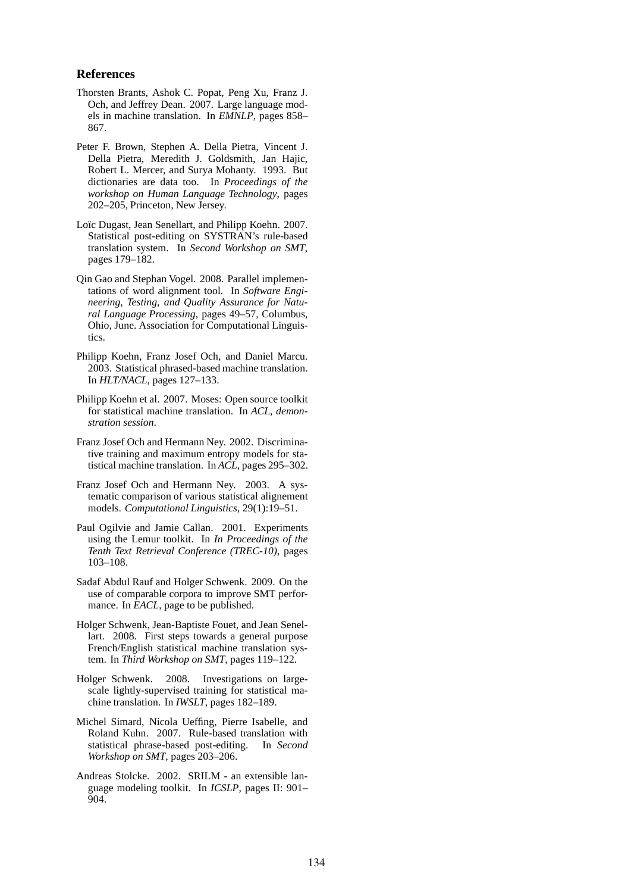## References

Thorsten Brants, Ashok C. Popat, Peng Xu, Franz J. Och, and Jeffrey Dean. 2007. Large language models in machine translation. In *EMNLP*, pages 858–867.

Peter F. Brown, Stephen A. Della Pietra, Vincent J. Della Pietra, Meredith J. Goldsmith, Jan Hajic, Robert L. Mercer, and Surya Mohanty. 1993. But dictionaries are data too. In *Proceedings of the workshop on Human Language Technology*, pages 202–205, Princeton, New Jersey.

Loïc Dugast, Jean Senellart, and Philipp Koehn. 2007. Statistical post-editing on SYSTRAN's rule-based translation system. In *Second Workshop on SMT*, pages 179–182.

Qin Gao and Stephan Vogel. 2008. Parallel implementations of word alignment tool. In *Software Engineering, Testing, and Quality Assurance for Natural Language Processing*, pages 49–57, Columbus, Ohio, June. Association for Computational Linguistics.

Philipp Koehn, Franz Josef Och, and Daniel Marcu. 2003. Statistical phrased-based machine translation. In *HLT/NACL*, pages 127–133.

Philipp Koehn et al. 2007. Moses: Open source toolkit for statistical machine translation. In *ACL, demonstration session*.

Franz Josef Och and Hermann Ney. 2002. Discriminative training and maximum entropy models for statistical machine translation. In *ACL*, pages 295–302.

Franz Josef Och and Hermann Ney. 2003. A systematic comparison of various statistical alignement models. *Computational Linguistics*, 29(1):19–51.

Paul Ogilvie and Jamie Callan. 2001. Experiments using the Lemur toolkit. In *In Proceedings of the Tenth Text Retrieval Conference (TREC-10)*, pages 103–108.

Sadaf Abdul Rauf and Holger Schwenk. 2009. On the use of comparable corpora to improve SMT performance. In *EACL*, page to be published.

Holger Schwenk, Jean-Baptiste Fouet, and Jean Senellart. 2008. First steps towards a general purpose French/English statistical machine translation system. In *Third Workshop on SMT*, pages 119–122.

Holger Schwenk. 2008. Investigations on large-scale lightly-supervised training for statistical machine translation. In *IWSLT*, pages 182–189.

Michel Simard, Nicola Ueffing, Pierre Isabelle, and Roland Kuhn. 2007. Rule-based translation with statistical phrase-based post-editing. In *Second Workshop on SMT*, pages 203–206.

Andreas Stolcke. 2002. SRILM - an extensible language modeling toolkit. In *ICSLP*, pages II: 901–904.